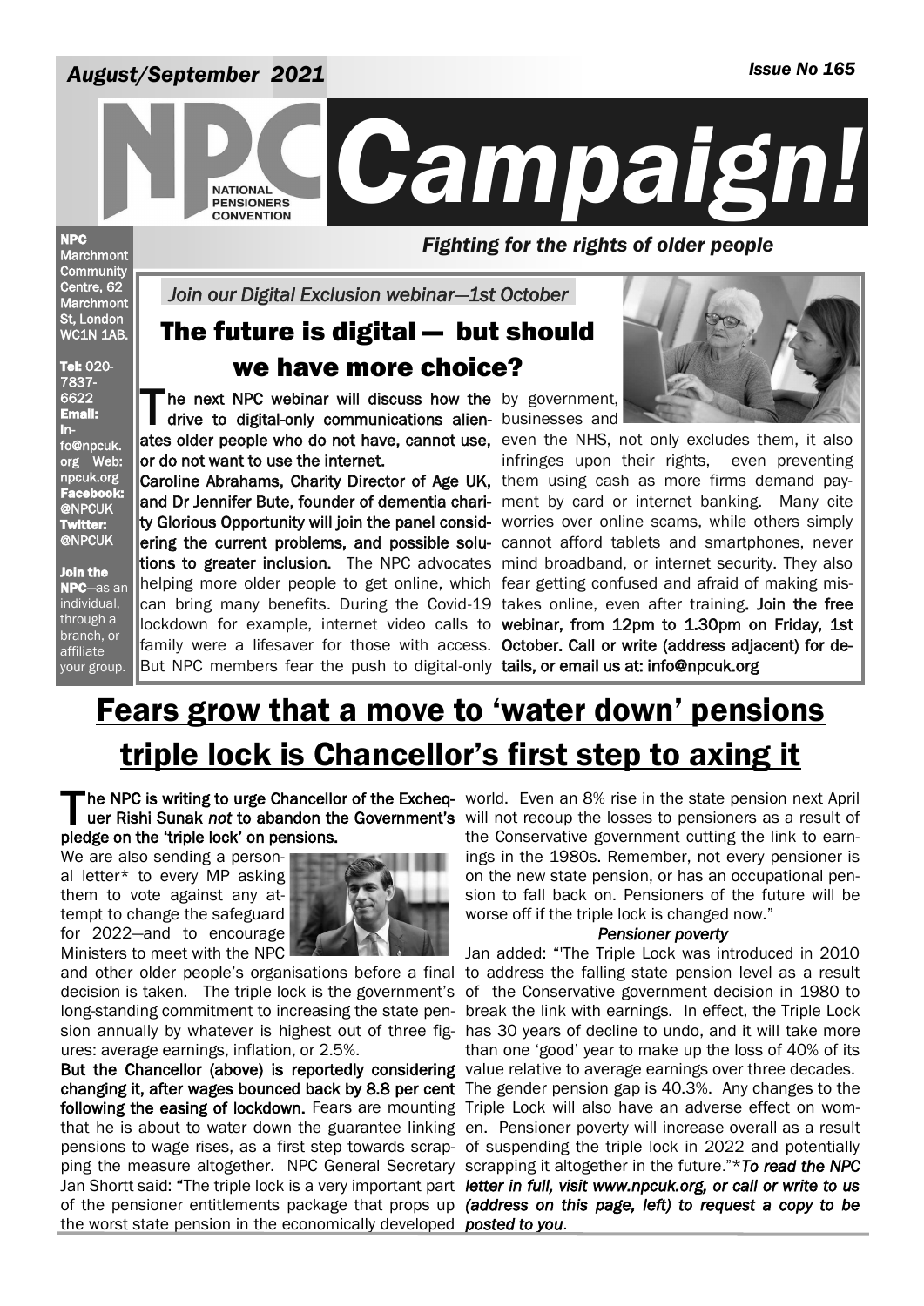*August/September 2021*

*Issue No 165*

# NPC Campaign!

NATIONAL PENSIONERS CONVENTION

*Fighting for the rights of older people*

**NPC** Marchmont Community Centre, 62 Marchmont St, London WC1N 1AB.

**Tel:** 020-7837-6622 **Email:** Info@npcuk.org **Web:** npcuk.org **Facebook:** @NPCUK **Twitter:** @NPCUK

**Join the NPC**—as an individual, through a branch, or affiliate your group.

*Join our Digital Exclusion webinar—1st October*

## The future is digital — but should we have more choice?

**The next NPC webinar will discuss how the drive to digital-only communications alienates older people who do not have, cannot use, or do not want to use the internet.**

**Caroline Abrahams, Charity Director of Age UK, and Dr Jennifer Bute, founder of dementia charity Glorious Opportunity will join the panel considering the current problems, and possible solutions to greater inclusion.** The NPC advocates helping more older people to get online, which can bring many benefits. During the Covid-19 lockdown for example, internet video calls to family were a lifesaver for those with access. But NPC members fear the push to digital-only by government, businesses and even the NHS, not only excludes them, it also infringes upon their rights, even preventing them using cash as more firms demand payment by card or internet banking. Many cite worries over online scams, while others simply cannot afford tablets and smartphones, never mind broadband, or internet security. They also fear getting confused and afraid of making mistakes online, even after training. **Join the free webinar, from 12pm to 1.30pm on Friday, 1st October. Call or write (address adjacent) for details, or email us at: info@npcuk.org**

# Fears grow that a move to 'water down' pensions triple lock is Chancellor's first step to axing it

**The NPC is writing to urge Chancellor of the Exchequer Rishi Sunak *not* to abandon the Government's pledge on the 'triple lock' on pensions.**

We are also sending a personal letter* to every MP asking them to vote against any attempt to change the safeguard for 2022—and to encourage Ministers to meet with the NPC and other older people's organisations before a final decision is taken. The triple lock is the government's long-standing commitment to increasing the state pension annually by whatever is highest out of three figures: average earnings, inflation, or 2.5%.

**But the Chancellor (above) is reportedly considering changing it, after wages bounced back by 8.8 per cent following the easing of lockdown.** Fears are mounting that he is about to water down the guarantee linking pensions to wage rises, as a first step towards scrapping the measure altogether. NPC General Secretary Jan Shortt said: **"**The triple lock is a very important part of the pensioner entitlements package that props up the worst state pension in the economically developed world. Even an 8% rise in the state pension next April will not recoup the losses to pensioners as a result of the Conservative government cutting the link to earnings in the 1980s. Remember, not every pensioner is on the new state pension, or has an occupational pension to fall back on. Pensioners of the future will be worse off if the triple lock is changed now."

### *Pensioner poverty*

Jan added: "'The Triple Lock was introduced in 2010 to address the falling state pension level as a result of the Conservative government decision in 1980 to break the link with earnings. In effect, the Triple Lock has 30 years of decline to undo, and it will take more than one 'good' year to make up the loss of 40% of its value relative to average earnings over three decades. The gender pension gap is 40.3%. Any changes to the Triple Lock will also have an adverse effect on women. Pensioner poverty will increase overall as a result of suspending the triple lock in 2022 and potentially scrapping it altogether in the future."**To read the NPC letter in full, visit www.npcuk.org, or call or write to us (address on this page, left) to request a copy to be posted to you.*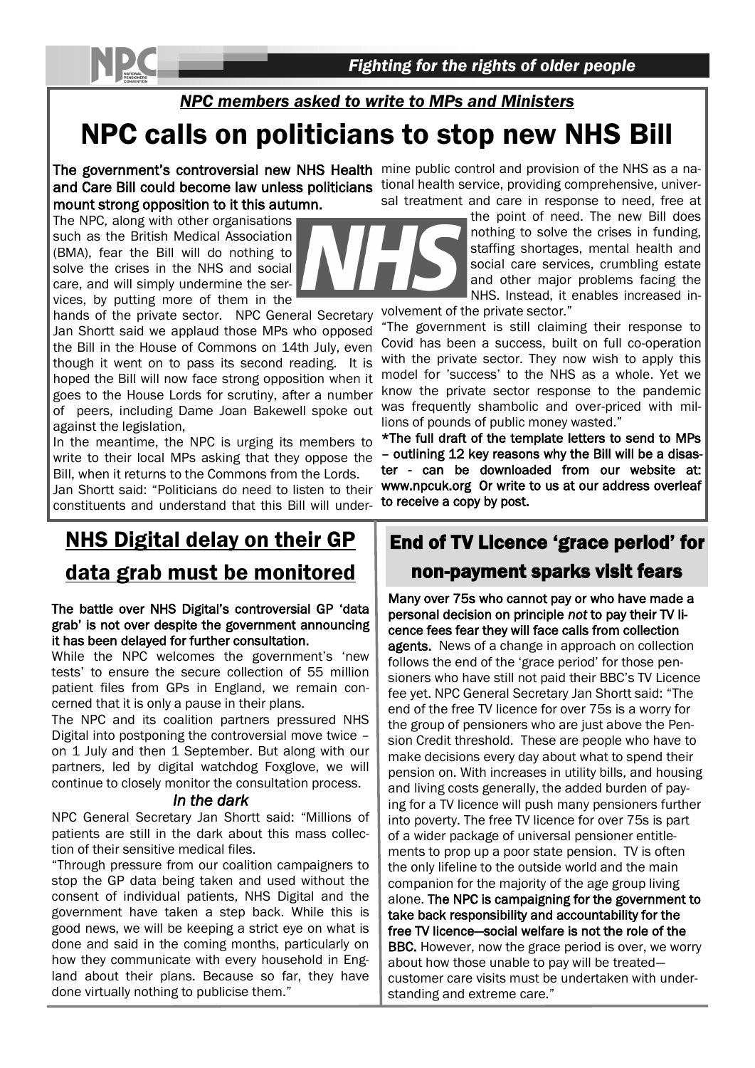*Fighting for the rights of older people*

***NPC members asked to write to MPs and Ministers***

# NPC calls on politicians to stop new NHS Bill

**The government's controversial new NHS Health and Care Bill could become law unless politicians mount strong opposition to it this autumn.**

The NPC, along with other organisations such as the British Medical Association (BMA), fear the Bill will do nothing to solve the crises in the NHS and social care, and will simply undermine the services, by putting more of them in the hands of the private sector. NPC General Secretary Jan Shortt said we applaud those MPs who opposed the Bill in the House of Commons on 14th July, even though it went on to pass its second reading. It is hoped the Bill will now face strong opposition when it goes to the House Lords for scrutiny, after a number of peers, including Dame Joan Bakewell spoke out against the legislation,

In the meantime, the NPC is urging its members to write to their local MPs asking that they oppose the Bill, when it returns to the Commons from the Lords.

Jan Shortt said: "Politicians do need to listen to their constituents and understand that this Bill will undermine public control and provision of the NHS as a national health service, providing comprehensive, universal treatment and care in response to need, free at the point of need. The new Bill does nothing to solve the crises in funding, staffing shortages, mental health and social care services, crumbling estate and other major problems facing the NHS. Instead, it enables increased involvement of the private sector."

"The government is still claiming their response to Covid has been a success, built on full co-operation with the private sector. They now wish to apply this model for 'success' to the NHS as a whole. Yet we know the private sector response to the pandemic was frequently shambolic and over-priced with millions of pounds of public money wasted."

**\*The full draft of the template letters to send to MPs – outlining 12 key reasons why the Bill will be a disaster - can be downloaded from our website at: www.npcuk.org Or write to us at our address overleaf to receive a copy by post.**

## NHS Digital delay on their GP data grab must be monitored

**The battle over NHS Digital's controversial GP 'data grab' is not over despite the government announcing it has been delayed for further consultation.**

While the NPC welcomes the government's 'new tests' to ensure the secure collection of 55 million patient files from GPs in England, we remain concerned that it is only a pause in their plans.

The NPC and its coalition partners pressured NHS Digital into postponing the controversial move twice – on 1 July and then 1 September. But along with our partners, led by digital watchdog Foxglove, we will continue to closely monitor the consultation process.

### *In the dark*

NPC General Secretary Jan Shortt said: "Millions of patients are still in the dark about this mass collection of their sensitive medical files.

"Through pressure from our coalition campaigners to stop the GP data being taken and used without the consent of individual patients, NHS Digital and the government have taken a step back. While this is good news, we will be keeping a strict eye on what is done and said in the coming months, particularly on how they communicate with every household in England about their plans. Because so far, they have done virtually nothing to publicise them."

## End of TV Licence 'grace period' for non-payment sparks visit fears

**Many over 75s who cannot pay or who have made a personal decision on principle *not* to pay their TV licence fees fear they will face calls from collection agents.** News of a change in approach on collection follows the end of the 'grace period' for those pensioners who have still not paid their BBC's TV Licence fee yet. NPC General Secretary Jan Shortt said: "The end of the free TV licence for over 75s is a worry for the group of pensioners who are just above the Pension Credit threshold. These are people who have to make decisions every day about what to spend their pension on. With increases in utility bills, and housing and living costs generally, the added burden of paying for a TV licence will push many pensioners further into poverty. The free TV licence for over 75s is part of a wider package of universal pensioner entitlements to prop up a poor state pension. TV is often the only lifeline to the outside world and the main companion for the majority of the age group living alone. **The NPC is campaigning for the government to take back responsibility and accountability for the free TV licence—social welfare is not the role of the BBC.** However, now the grace period is over, we worry about how those unable to pay will be treated—customer care visits must be undertaken with understanding and extreme care."